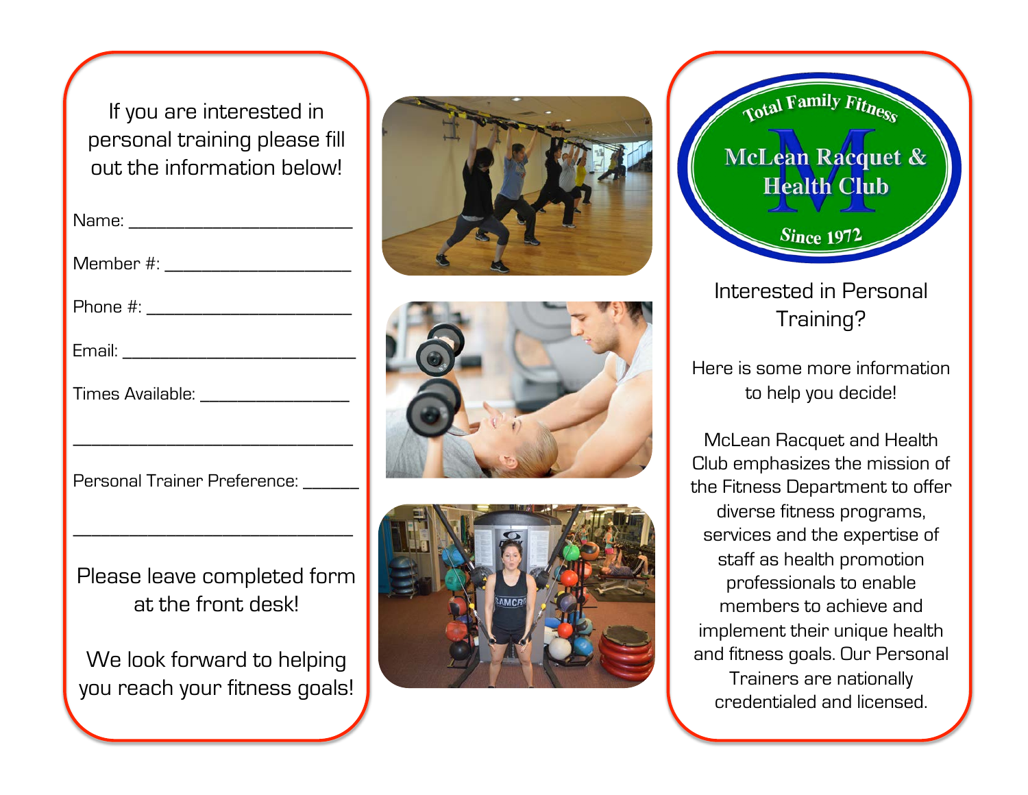If you are interested in personal training please fill out the information below!

Name: ______________________

Member #: __________________

Phone #: ___________________

Email: ______________________

Times Available: _______________

__________________________

Personal Trainer Preference: _____

__________________________

Please leave completed form at the front desk!

We look forward to helping you reach your fitness goals!

Total Family Fitness

McLean Racquet & Health Club

Since 1972

## Interested in Personal Training?

Here is some more information to help you decide!

McLean Racquet and Health Club emphasizes the mission of the Fitness Department to offer diverse fitness programs, services and the expertise of staff as health promotion professionals to enable members to achieve and implement their unique health and fitness goals. Our Personal Trainers are nationally credentialed and licensed.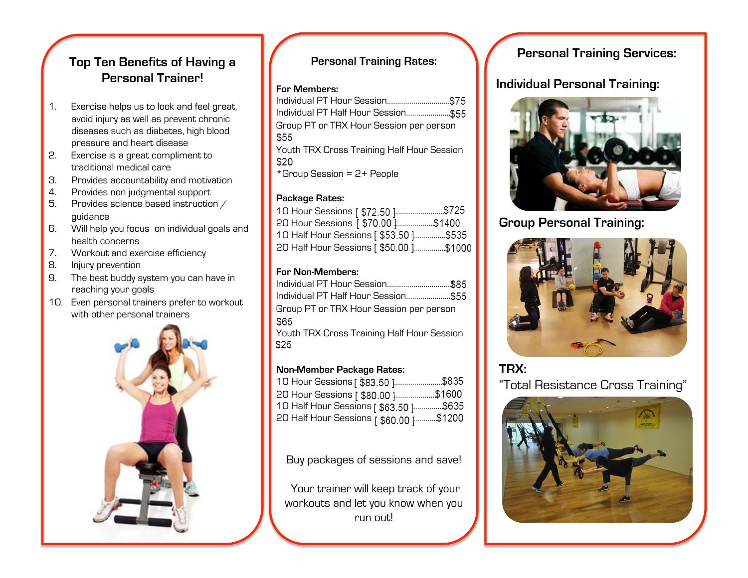## Top Ten Benefits of Having a Personal Trainer!

1. Exercise helps us to look and feel great, avoid injury as well as prevent chronic diseases such as diabetes, high blood pressure and heart disease
2. Exercise is a great compliment to traditional medical care
3. Provides accountability and motivation
4. Provides non judgmental support
5. Provides science based instruction / guidance
6. Will help you focus on individual goals and health concerns
7. Workout and exercise efficiency
8. Injury prevention
9. The best buddy system you can have in reaching your goals
10. Even personal trainers prefer to workout with other personal trainers

## Personal Training Rates:

**For Members:**

Individual PT Hour Session..............................$75
Individual PT Half Hour Session....................$55
Group PT or TRX Hour Session per person $55
Youth TRX Cross Training Half Hour Session $20
*Group Session = 2+ People

**Package Rates:**

10 Hour Sessions [ $72.50 ].......................$725
20 Hour Sessions [ $70.00 ].................$1400
10 Half Hour Sessions [ $53.50 ]...............$535
20 Half Hour Sessions [ $50.00 ]..............$1000

**For Non-Members:**

Individual PT Hour Session..............................$85
Individual PT Half Hour Session....................$55
Group PT or TRX Hour Session per person $65
Youth TRX Cross Training Half Hour Session $25

**Non-Member Package Rates:**

10 Hour Sessions [ $83.50 ].......................$835
20 Hour Sessions [ $80.00 ]...................$1600
10 Half Hour Sessions [ $63.50 ].............$635
20 Half Hour Sessions [ $60.00 ]..........$1200

Buy packages of sessions and save!

Your trainer will keep track of your workouts and let you know when you run out!

## Personal Training Services:

### Individual Personal Training:

### Group Personal Training:

### TRX:

"Total Resistance Cross Training"